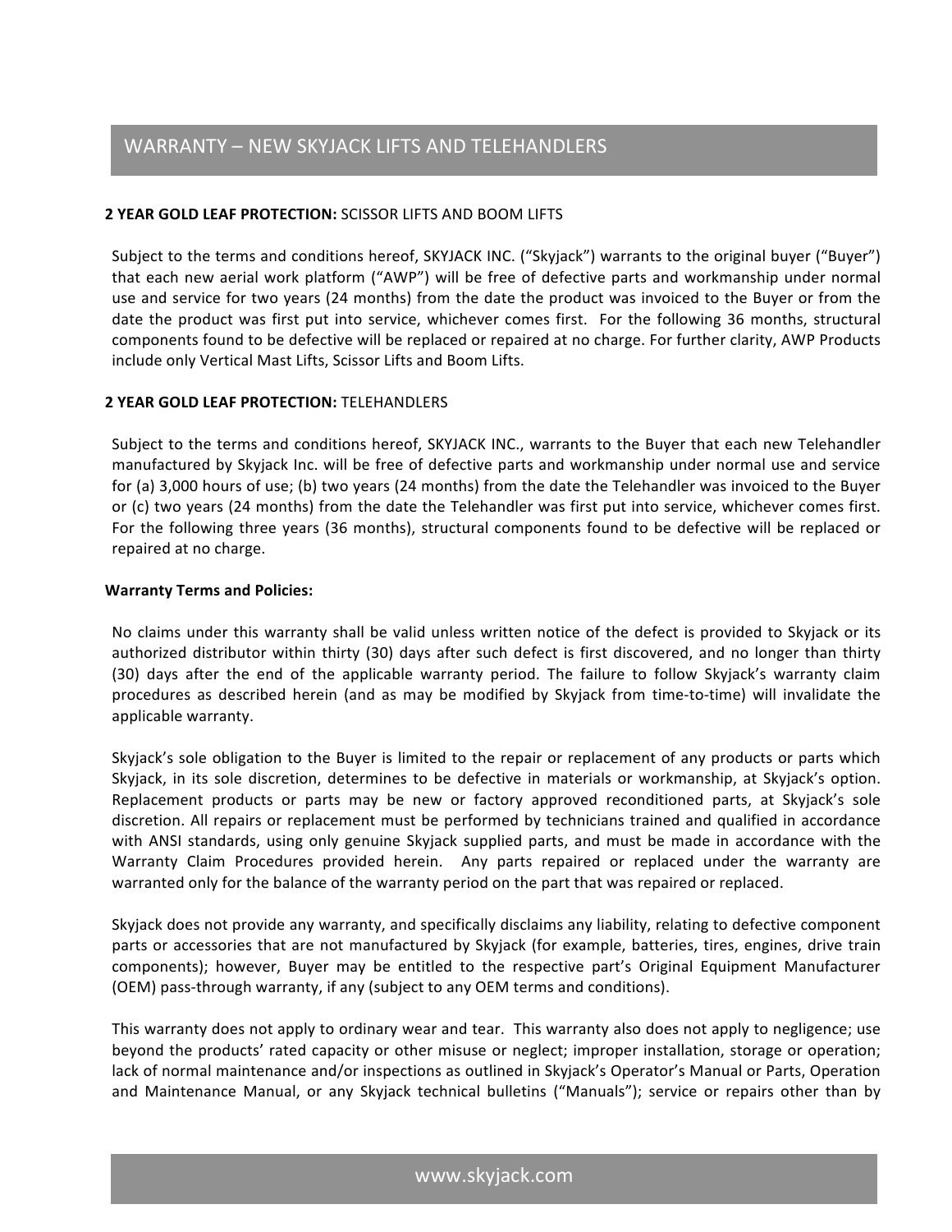# WARRANTY – NEW SKYJACK LIFTS AND TELEHANDLERS

**2 YEAR GOLD LEAF PROTECTION:** SCISSOR LIFTS AND BOOM LIFTS

Subject to the terms and conditions hereof, SKYJACK INC. ("Skyjack") warrants to the original buyer ("Buyer") that each new aerial work platform ("AWP") will be free of defective parts and workmanship under normal use and service for two years (24 months) from the date the product was invoiced to the Buyer or from the date the product was first put into service, whichever comes first. For the following 36 months, structural components found to be defective will be replaced or repaired at no charge. For further clarity, AWP Products include only Vertical Mast Lifts, Scissor Lifts and Boom Lifts.

**2 YEAR GOLD LEAF PROTECTION:** TELEHANDLERS

Subject to the terms and conditions hereof, SKYJACK INC., warrants to the Buyer that each new Telehandler manufactured by Skyjack Inc. will be free of defective parts and workmanship under normal use and service for (a) 3,000 hours of use; (b) two years (24 months) from the date the Telehandler was invoiced to the Buyer or (c) two years (24 months) from the date the Telehandler was first put into service, whichever comes first. For the following three years (36 months), structural components found to be defective will be replaced or repaired at no charge.

**Warranty Terms and Policies:**

No claims under this warranty shall be valid unless written notice of the defect is provided to Skyjack or its authorized distributor within thirty (30) days after such defect is first discovered, and no longer than thirty (30) days after the end of the applicable warranty period. The failure to follow Skyjack's warranty claim procedures as described herein (and as may be modified by Skyjack from time-to-time) will invalidate the applicable warranty.

Skyjack's sole obligation to the Buyer is limited to the repair or replacement of any products or parts which Skyjack, in its sole discretion, determines to be defective in materials or workmanship, at Skyjack's option. Replacement products or parts may be new or factory approved reconditioned parts, at Skyjack's sole discretion. All repairs or replacement must be performed by technicians trained and qualified in accordance with ANSI standards, using only genuine Skyjack supplied parts, and must be made in accordance with the Warranty Claim Procedures provided herein. Any parts repaired or replaced under the warranty are warranted only for the balance of the warranty period on the part that was repaired or replaced.

Skyjack does not provide any warranty, and specifically disclaims any liability, relating to defective component parts or accessories that are not manufactured by Skyjack (for example, batteries, tires, engines, drive train components); however, Buyer may be entitled to the respective part's Original Equipment Manufacturer (OEM) pass-through warranty, if any (subject to any OEM terms and conditions).

This warranty does not apply to ordinary wear and tear. This warranty also does not apply to negligence; use beyond the products' rated capacity or other misuse or neglect; improper installation, storage or operation; lack of normal maintenance and/or inspections as outlined in Skyjack's Operator's Manual or Parts, Operation and Maintenance Manual, or any Skyjack technical bulletins ("Manuals"); service or repairs other than by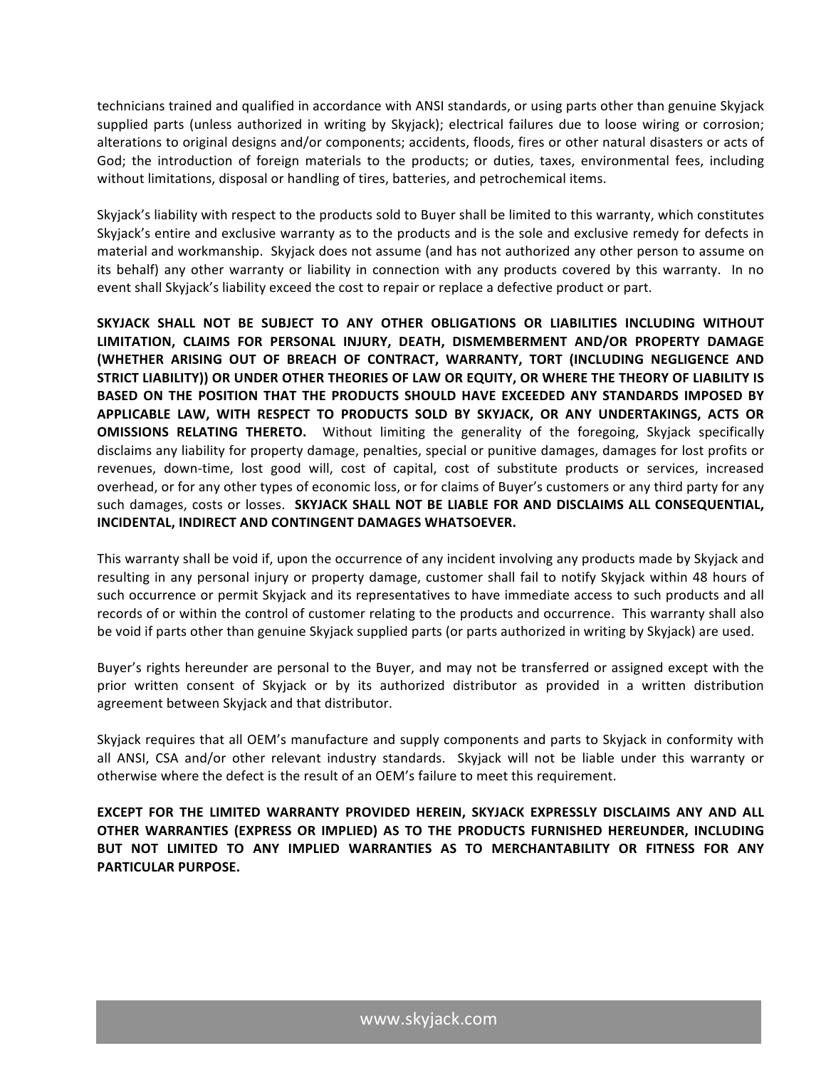technicians trained and qualified in accordance with ANSI standards, or using parts other than genuine Skyjack supplied parts (unless authorized in writing by Skyjack); electrical failures due to loose wiring or corrosion; alterations to original designs and/or components; accidents, floods, fires or other natural disasters or acts of God; the introduction of foreign materials to the products; or duties, taxes, environmental fees, including without limitations, disposal or handling of tires, batteries, and petrochemical items.

Skyjack's liability with respect to the products sold to Buyer shall be limited to this warranty, which constitutes Skyjack's entire and exclusive warranty as to the products and is the sole and exclusive remedy for defects in material and workmanship. Skyjack does not assume (and has not authorized any other person to assume on its behalf) any other warranty or liability in connection with any products covered by this warranty. In no event shall Skyjack's liability exceed the cost to repair or replace a defective product or part.

**SKYJACK SHALL NOT BE SUBJECT TO ANY OTHER OBLIGATIONS OR LIABILITIES INCLUDING WITHOUT LIMITATION, CLAIMS FOR PERSONAL INJURY, DEATH, DISMEMBERMENT AND/OR PROPERTY DAMAGE (WHETHER ARISING OUT OF BREACH OF CONTRACT, WARRANTY, TORT (INCLUDING NEGLIGENCE AND STRICT LIABILITY)) OR UNDER OTHER THEORIES OF LAW OR EQUITY, OR WHERE THE THEORY OF LIABILITY IS BASED ON THE POSITION THAT THE PRODUCTS SHOULD HAVE EXCEEDED ANY STANDARDS IMPOSED BY APPLICABLE LAW, WITH RESPECT TO PRODUCTS SOLD BY SKYJACK, OR ANY UNDERTAKINGS, ACTS OR OMISSIONS RELATING THERETO.** Without limiting the generality of the foregoing, Skyjack specifically disclaims any liability for property damage, penalties, special or punitive damages, damages for lost profits or revenues, down-time, lost good will, cost of capital, cost of substitute products or services, increased overhead, or for any other types of economic loss, or for claims of Buyer's customers or any third party for any such damages, costs or losses. **SKYJACK SHALL NOT BE LIABLE FOR AND DISCLAIMS ALL CONSEQUENTIAL, INCIDENTAL, INDIRECT AND CONTINGENT DAMAGES WHATSOEVER.**

This warranty shall be void if, upon the occurrence of any incident involving any products made by Skyjack and resulting in any personal injury or property damage, customer shall fail to notify Skyjack within 48 hours of such occurrence or permit Skyjack and its representatives to have immediate access to such products and all records of or within the control of customer relating to the products and occurrence. This warranty shall also be void if parts other than genuine Skyjack supplied parts (or parts authorized in writing by Skyjack) are used.

Buyer's rights hereunder are personal to the Buyer, and may not be transferred or assigned except with the prior written consent of Skyjack or by its authorized distributor as provided in a written distribution agreement between Skyjack and that distributor.

Skyjack requires that all OEM's manufacture and supply components and parts to Skyjack in conformity with all ANSI, CSA and/or other relevant industry standards. Skyjack will not be liable under this warranty or otherwise where the defect is the result of an OEM's failure to meet this requirement.

**EXCEPT FOR THE LIMITED WARRANTY PROVIDED HEREIN, SKYJACK EXPRESSLY DISCLAIMS ANY AND ALL OTHER WARRANTIES (EXPRESS OR IMPLIED) AS TO THE PRODUCTS FURNISHED HEREUNDER, INCLUDING BUT NOT LIMITED TO ANY IMPLIED WARRANTIES AS TO MERCHANTABILITY OR FITNESS FOR ANY PARTICULAR PURPOSE.**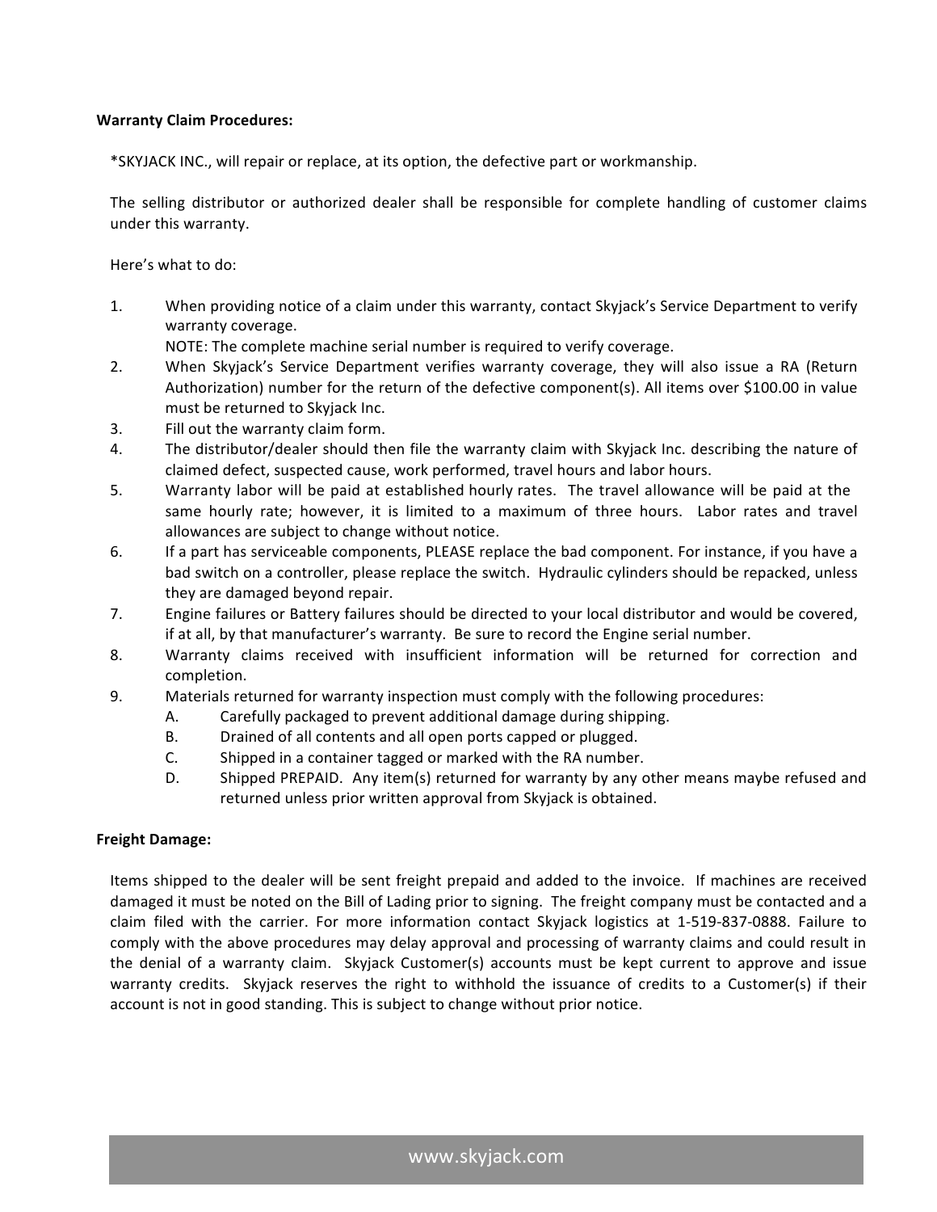**Warranty Claim Procedures:**

*SKYJACK INC., will repair or replace, at its option, the defective part or workmanship.

The selling distributor or authorized dealer shall be responsible for complete handling of customer claims under this warranty.

Here's what to do:

1. When providing notice of a claim under this warranty, contact Skyjack's Service Department to verify warranty coverage.
   NOTE: The complete machine serial number is required to verify coverage.
2. When Skyjack's Service Department verifies warranty coverage, they will also issue a RA (Return Authorization) number for the return of the defective component(s). All items over $100.00 in value must be returned to Skyjack Inc.
3. Fill out the warranty claim form.
4. The distributor/dealer should then file the warranty claim with Skyjack Inc. describing the nature of claimed defect, suspected cause, work performed, travel hours and labor hours.
5. Warranty labor will be paid at established hourly rates. The travel allowance will be paid at the same hourly rate; however, it is limited to a maximum of three hours. Labor rates and travel allowances are subject to change without notice.
6. If a part has serviceable components, PLEASE replace the bad component. For instance, if you have a bad switch on a controller, please replace the switch. Hydraulic cylinders should be repacked, unless they are damaged beyond repair.
7. Engine failures or Battery failures should be directed to your local distributor and would be covered, if at all, by that manufacturer's warranty. Be sure to record the Engine serial number.
8. Warranty claims received with insufficient information will be returned for correction and completion.
9. Materials returned for warranty inspection must comply with the following procedures:
   A. Carefully packaged to prevent additional damage during shipping.
   B. Drained of all contents and all open ports capped or plugged.
   C. Shipped in a container tagged or marked with the RA number.
   D. Shipped PREPAID. Any item(s) returned for warranty by any other means maybe refused and returned unless prior written approval from Skyjack is obtained.

**Freight Damage:**

Items shipped to the dealer will be sent freight prepaid and added to the invoice. If machines are received damaged it must be noted on the Bill of Lading prior to signing. The freight company must be contacted and a claim filed with the carrier. For more information contact Skyjack logistics at 1-519-837-0888. Failure to comply with the above procedures may delay approval and processing of warranty claims and could result in the denial of a warranty claim. Skyjack Customer(s) accounts must be kept current to approve and issue warranty credits. Skyjack reserves the right to withhold the issuance of credits to a Customer(s) if their account is not in good standing. This is subject to change without prior notice.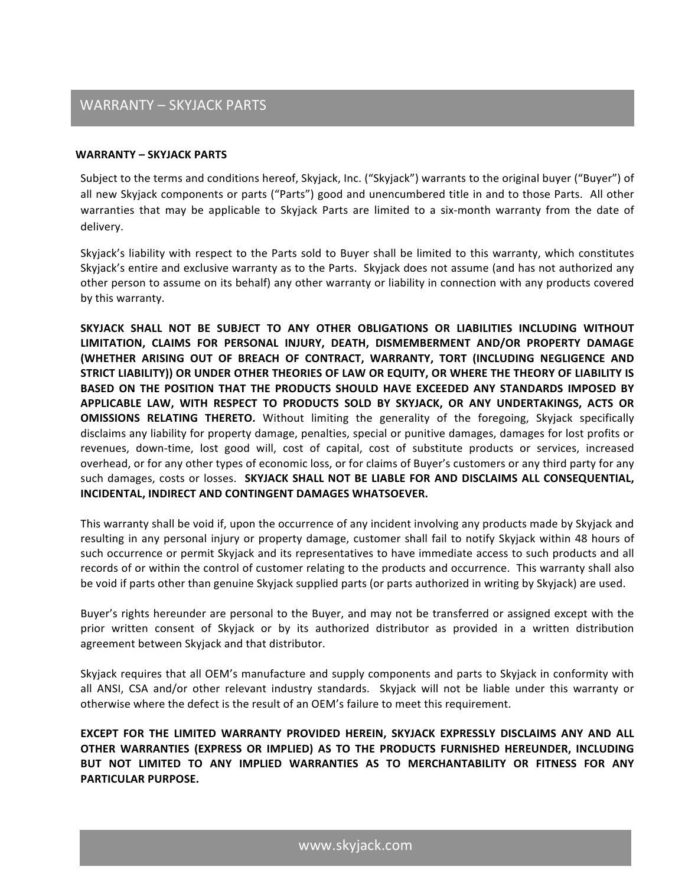# WARRANTY – SKYJACK PARTS

**WARRANTY – SKYJACK PARTS**

Subject to the terms and conditions hereof, Skyjack, Inc. ("Skyjack") warrants to the original buyer ("Buyer") of all new Skyjack components or parts ("Parts") good and unencumbered title in and to those Parts. All other warranties that may be applicable to Skyjack Parts are limited to a six-month warranty from the date of delivery.

Skyjack's liability with respect to the Parts sold to Buyer shall be limited to this warranty, which constitutes Skyjack's entire and exclusive warranty as to the Parts. Skyjack does not assume (and has not authorized any other person to assume on its behalf) any other warranty or liability in connection with any products covered by this warranty.

**SKYJACK SHALL NOT BE SUBJECT TO ANY OTHER OBLIGATIONS OR LIABILITIES INCLUDING WITHOUT LIMITATION, CLAIMS FOR PERSONAL INJURY, DEATH, DISMEMBERMENT AND/OR PROPERTY DAMAGE (WHETHER ARISING OUT OF BREACH OF CONTRACT, WARRANTY, TORT (INCLUDING NEGLIGENCE AND STRICT LIABILITY)) OR UNDER OTHER THEORIES OF LAW OR EQUITY, OR WHERE THE THEORY OF LIABILITY IS BASED ON THE POSITION THAT THE PRODUCTS SHOULD HAVE EXCEEDED ANY STANDARDS IMPOSED BY APPLICABLE LAW, WITH RESPECT TO PRODUCTS SOLD BY SKYJACK, OR ANY UNDERTAKINGS, ACTS OR OMISSIONS RELATING THERETO.** Without limiting the generality of the foregoing, Skyjack specifically disclaims any liability for property damage, penalties, special or punitive damages, damages for lost profits or revenues, down-time, lost good will, cost of capital, cost of substitute products or services, increased overhead, or for any other types of economic loss, or for claims of Buyer's customers or any third party for any such damages, costs or losses. **SKYJACK SHALL NOT BE LIABLE FOR AND DISCLAIMS ALL CONSEQUENTIAL, INCIDENTAL, INDIRECT AND CONTINGENT DAMAGES WHATSOEVER.**

This warranty shall be void if, upon the occurrence of any incident involving any products made by Skyjack and resulting in any personal injury or property damage, customer shall fail to notify Skyjack within 48 hours of such occurrence or permit Skyjack and its representatives to have immediate access to such products and all records of or within the control of customer relating to the products and occurrence. This warranty shall also be void if parts other than genuine Skyjack supplied parts (or parts authorized in writing by Skyjack) are used.

Buyer's rights hereunder are personal to the Buyer, and may not be transferred or assigned except with the prior written consent of Skyjack or by its authorized distributor as provided in a written distribution agreement between Skyjack and that distributor.

Skyjack requires that all OEM's manufacture and supply components and parts to Skyjack in conformity with all ANSI, CSA and/or other relevant industry standards. Skyjack will not be liable under this warranty or otherwise where the defect is the result of an OEM's failure to meet this requirement.

**EXCEPT FOR THE LIMITED WARRANTY PROVIDED HEREIN, SKYJACK EXPRESSLY DISCLAIMS ANY AND ALL OTHER WARRANTIES (EXPRESS OR IMPLIED) AS TO THE PRODUCTS FURNISHED HEREUNDER, INCLUDING BUT NOT LIMITED TO ANY IMPLIED WARRANTIES AS TO MERCHANTABILITY OR FITNESS FOR ANY PARTICULAR PURPOSE.**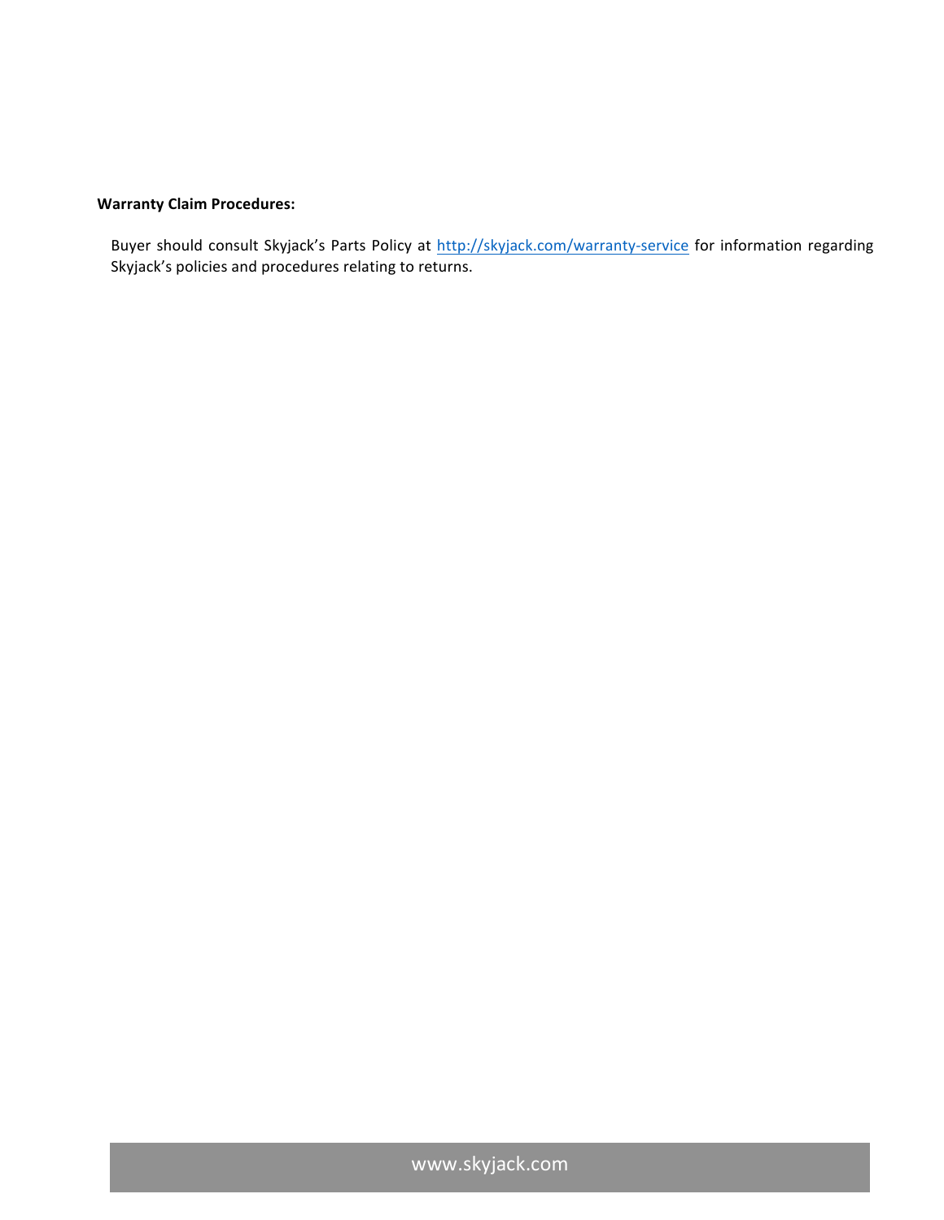**Warranty Claim Procedures:**

Buyer should consult Skyjack's Parts Policy at http://skyjack.com/warranty-service for information regarding Skyjack's policies and procedures relating to returns.